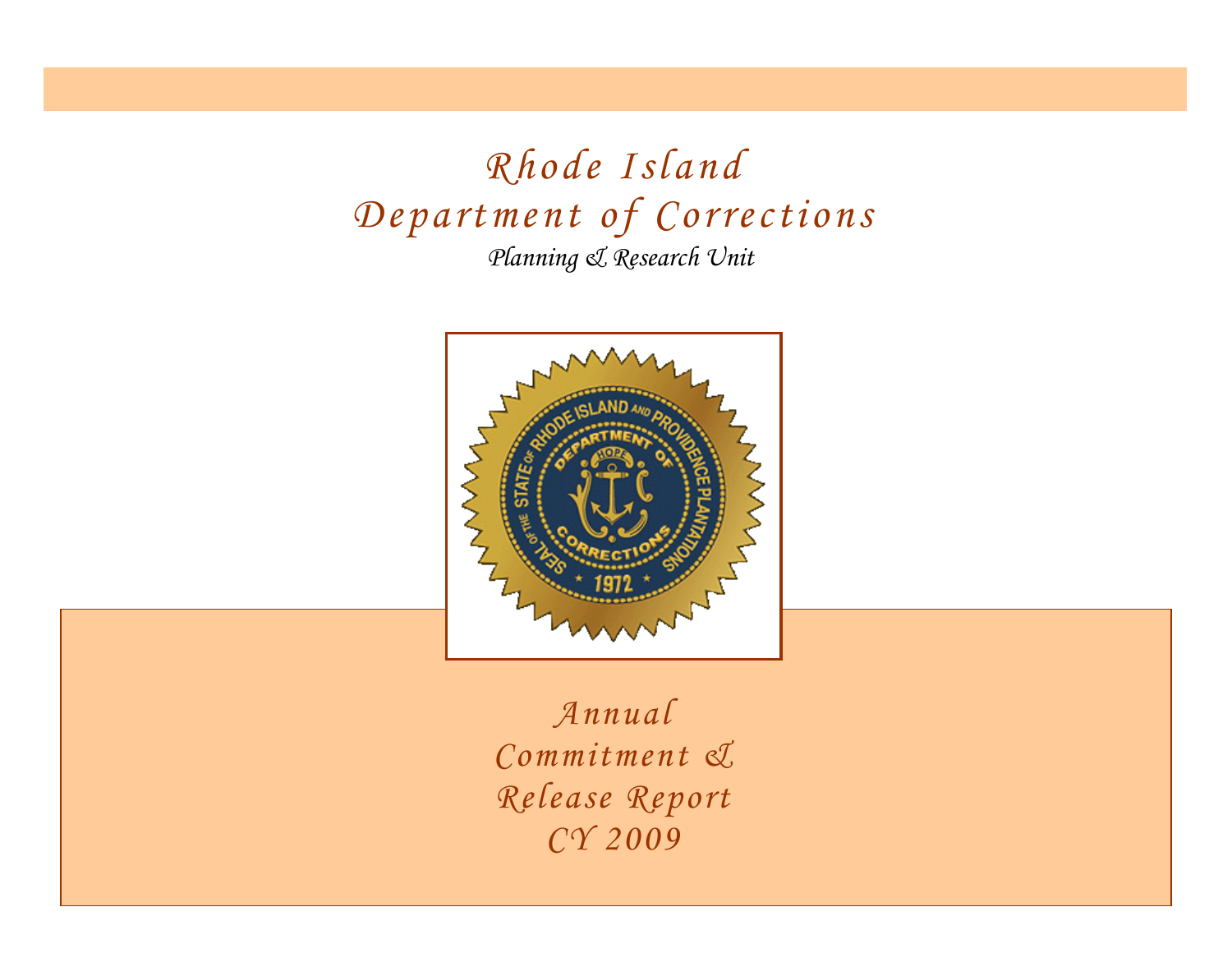# Rhode Island Department of Corrections

*Planning & Research Unit*

## Annual Commitment & Release Report CY 2009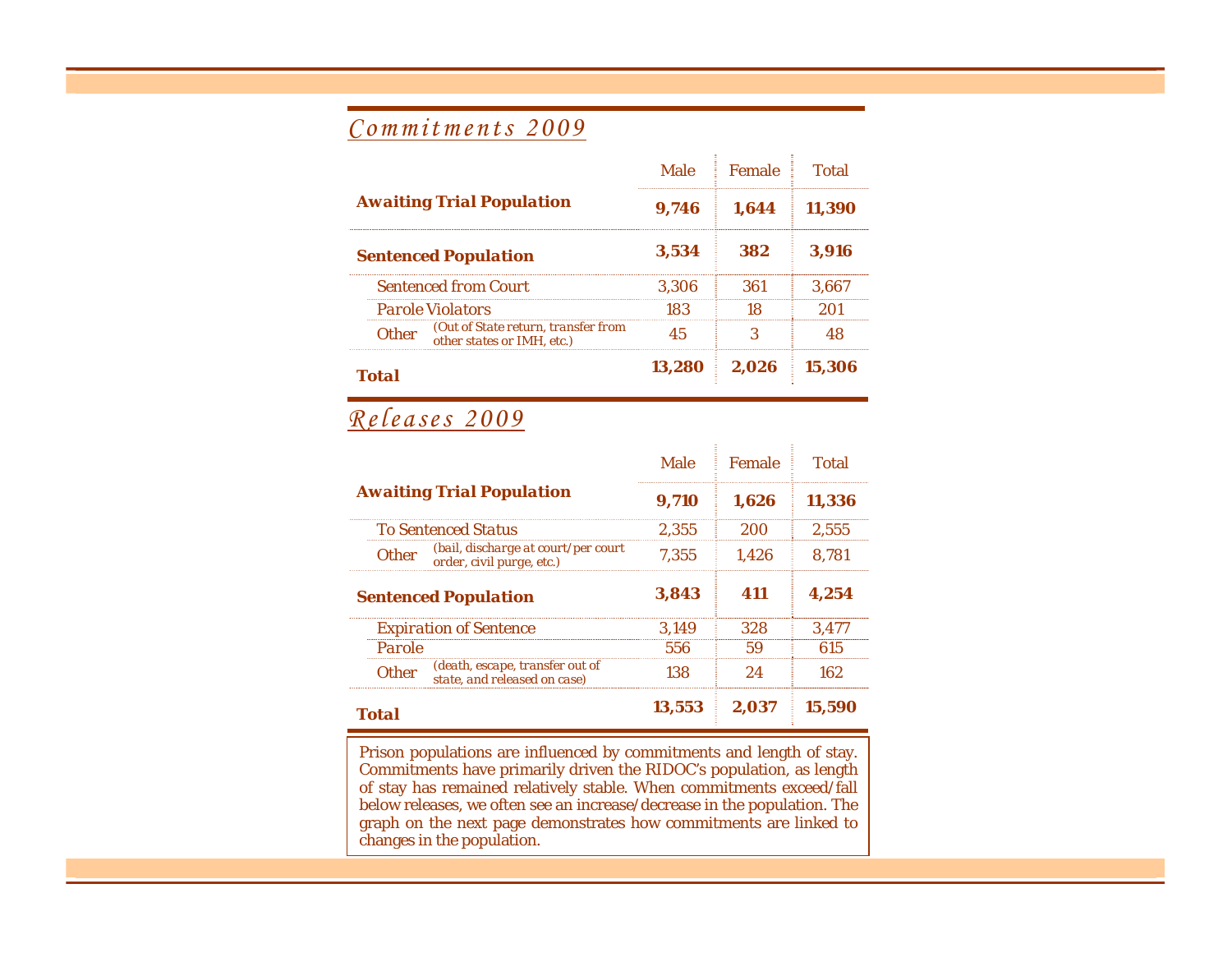## *Commitments 2009*

| | Male | Female | Total |
|---|---|---|---|
| **Awaiting Trial Population** | **9,746** | **1,644** | **11,390** |
| **Sentenced Population** | **3,534** | **382** | **3,916** |
| Sentenced from Court | 3,306 | 361 | 3,667 |
| Parole Violators | 183 | 18 | 201 |
| Other (Out of State return, transfer from other states or IMH, etc.) | 45 | 3 | 48 |
| **Total** | **13,280** | **2,026** | **15,306** |

## *Releases 2009*

| | Male | Female | Total |
|---|---|---|---|
| **Awaiting Trial Population** | **9,710** | **1,626** | **11,336** |
| To Sentenced Status | 2,355 | 200 | 2,555 |
| Other (bail, discharge at court/per court order, civil purge, etc.) | 7,355 | 1,426 | 8,781 |
| **Sentenced Population** | **3,843** | **411** | **4,254** |
| Expiration of Sentence | 3,149 | 328 | 3,477 |
| Parole | 556 | 59 | 615 |
| Other (death, escape, transfer out of state, and released on case) | 138 | 24 | 162 |
| **Total** | **13,553** | **2,037** | **15,590** |

Prison populations are influenced by commitments and length of stay. Commitments have primarily driven the RIDOC's population, as length of stay has remained relatively stable. When commitments exceed/fall below releases, we often see an increase/decrease in the population. The graph on the next page demonstrates how commitments are linked to changes in the population.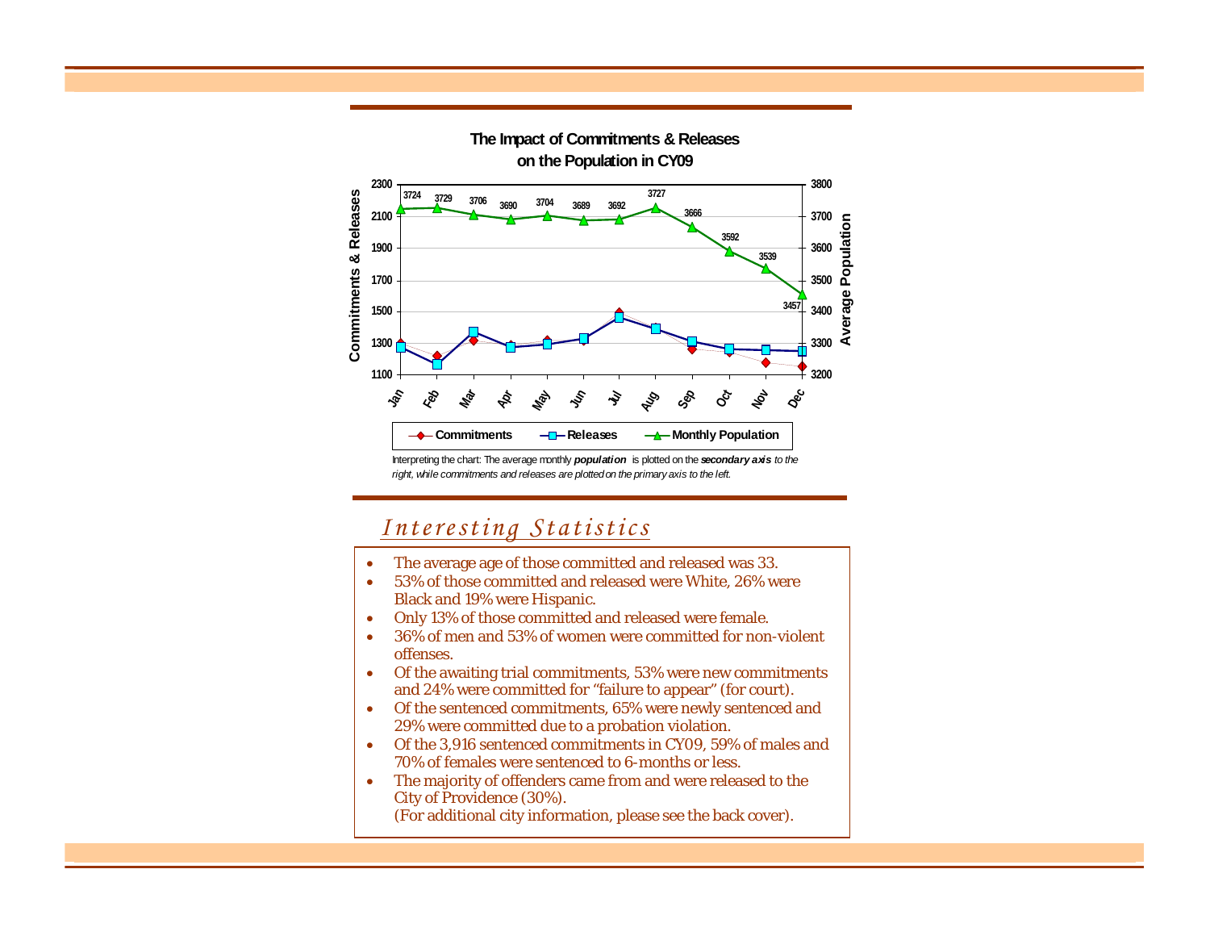**The Impact of Commitments & Releases on the Population in CY09**

Interpreting the chart: The average monthly ***population*** is plotted on the ***secondary axis*** *to the right, while commitments and releases are plotted on the primary axis to the left.*

## *Interesting Statistics*

- The average age of those committed and released was 33.
- 53% of those committed and released were White, 26% were Black and 19% were Hispanic.
- Only 13% of those committed and released were female.
- 36% of men and 53% of women were committed for non-violent offenses.
- Of the awaiting trial commitments, 53% were new commitments and 24% were committed for "failure to appear" (for court).
- Of the sentenced commitments, 65% were newly sentenced and 29% were committed due to a probation violation.
- Of the 3,916 sentenced commitments in CY09, 59% of males and 70% of females were sentenced to 6-months or less.
- The majority of offenders came from and were released to the City of Providence (30%).
  (For additional city information, please see the back cover).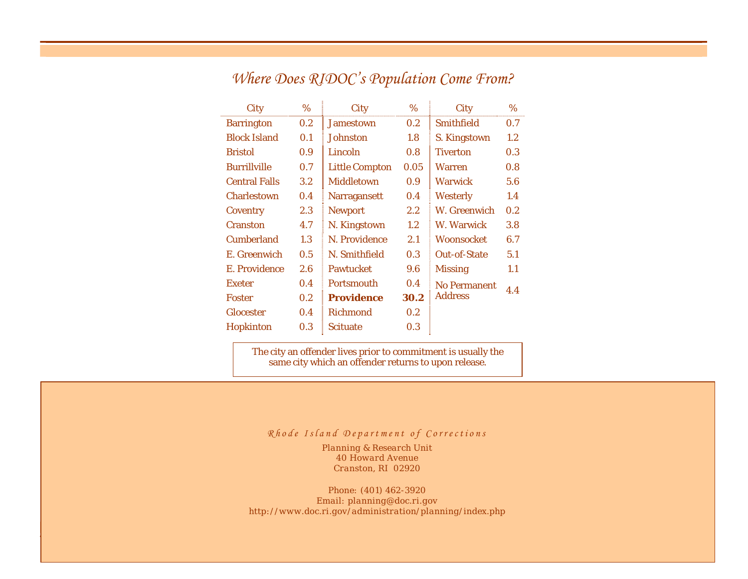## *Where Does RIDOC's Population Come From?*

| City | % | City | % | City | % |
|---|---|---|---|---|---|
| Barrington | 0.2 | Jamestown | 0.2 | Smithfield | 0.7 |
| Block Island | 0.1 | Johnston | 1.8 | S. Kingstown | 1.2 |
| Bristol | 0.9 | Lincoln | 0.8 | Tiverton | 0.3 |
| Burrillville | 0.7 | Little Compton | 0.05 | Warren | 0.8 |
| Central Falls | 3.2 | Middletown | 0.9 | Warwick | 5.6 |
| Charlestown | 0.4 | Narragansett | 0.4 | Westerly | 1.4 |
| Coventry | 2.3 | Newport | 2.2 | W. Greenwich | 0.2 |
| Cranston | 4.7 | N. Kingstown | 1.2 | W. Warwick | 3.8 |
| Cumberland | 1.3 | N. Providence | 2.1 | Woonsocket | 6.7 |
| E. Greenwich | 0.5 | N. Smithfield | 0.3 | Out-of-State | 5.1 |
| E. Providence | 2.6 | Pawtucket | 9.6 | Missing | 1.1 |
| Exeter | 0.4 | Portsmouth | 0.4 | No Permanent Address | 4.4 |
| Foster | 0.2 | **Providence** | **30.2** | | |
| Glocester | 0.4 | Richmond | 0.2 | | |
| Hopkinton | 0.3 | Scituate | 0.3 | | |

The city an offender lives prior to commitment is usually the same city which an offender returns to upon release.

*Rhode Island Department of Corrections*

Planning & Research Unit
40 Howard Avenue
Cranston, RI 02920

Phone: (401) 462-3920
Email: planning@doc.ri.gov
http://www.doc.ri.gov/administration/planning/index.php